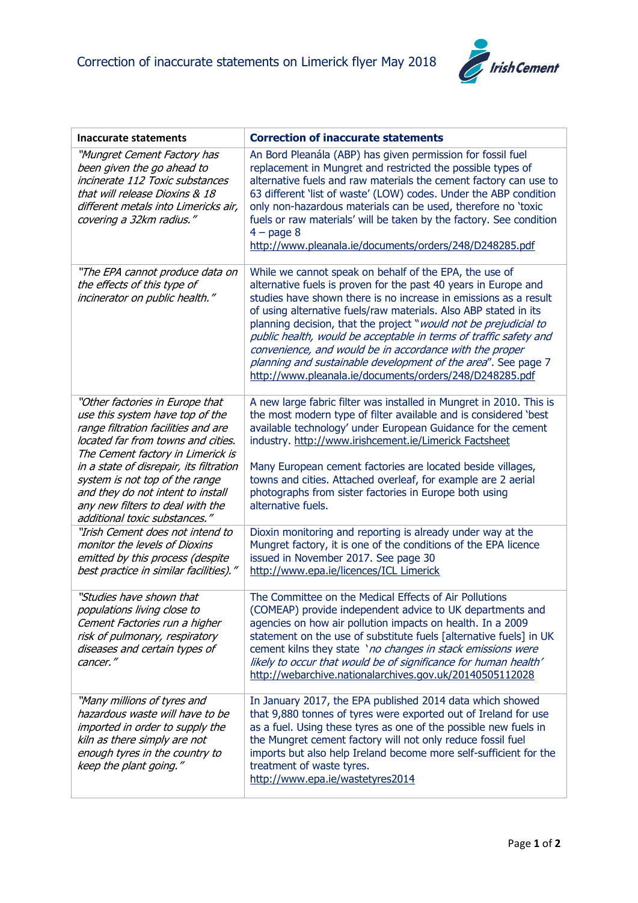# Correction of inaccurate statements on Limerick flyer May 2018

| Inaccurate statements | Correction of inaccurate statements |
|---|---|
| *"Mungret Cement Factory has been given the go ahead to incinerate 112 Toxic substances that will release Dioxins & 18 different metals into Limericks air, covering a 32km radius."* | An Bord Pleanála (ABP) has given permission for fossil fuel replacement in Mungret and restricted the possible types of alternative fuels and raw materials the cement factory can use to 63 different 'list of waste' (LOW) codes. Under the ABP condition only non-hazardous materials can be used, therefore no 'toxic fuels or raw materials' will be taken by the factory. See condition 4 – page 8 http://www.pleanala.ie/documents/orders/248/D248285.pdf |
| *"The EPA cannot produce data on the effects of this type of incinerator on public health."* | While we cannot speak on behalf of the EPA, the use of alternative fuels is proven for the past 40 years in Europe and studies have shown there is no increase in emissions as a result of using alternative fuels/raw materials. Also ABP stated in its planning decision, that the project "*would not be prejudicial to public health, would be acceptable in terms of traffic safety and convenience, and would be in accordance with the proper planning and sustainable development of the area*". See page 7 http://www.pleanala.ie/documents/orders/248/D248285.pdf |
| *"Other factories in Europe that use this system have top of the range filtration facilities and are located far from towns and cities. The Cement factory in Limerick is in a state of disrepair, its filtration system is not top of the range and they do not intent to install any new filters to deal with the additional toxic substances."* | A new large fabric filter was installed in Mungret in 2010. This is the most modern type of filter available and is considered 'best available technology' under European Guidance for the cement industry. http://www.irishcement.ie/Limerick Factsheet<br><br>Many European cement factories are located beside villages, towns and cities. Attached overleaf, for example are 2 aerial photographs from sister factories in Europe both using alternative fuels. |
| *"Irish Cement does not intend to monitor the levels of Dioxins emitted by this process (despite best practice in similar facilities)."* | Dioxin monitoring and reporting is already under way at the Mungret factory, it is one of the conditions of the EPA licence issued in November 2017. See page 30 http://www.epa.ie/licences/ICL Limerick |
| *"Studies have shown that populations living close to Cement Factories run a higher risk of pulmonary, respiratory diseases and certain types of cancer."* | The Committee on the Medical Effects of Air Pollutions (COMEAP) provide independent advice to UK departments and agencies on how air pollution impacts on health. In a 2009 statement on the use of substitute fuels [alternative fuels] in UK cement kilns they state '*no changes in stack emissions were likely to occur that would be of significance for human health'* http://webarchive.nationalarchives.gov.uk/20140505112028 |
| *"Many millions of tyres and hazardous waste will have to be imported in order to supply the kiln as there simply are not enough tyres in the country to keep the plant going."* | In January 2017, the EPA published 2014 data which showed that 9,880 tonnes of tyres were exported out of Ireland for use as a fuel. Using these tyres as one of the possible new fuels in the Mungret cement factory will not only reduce fossil fuel imports but also help Ireland become more self-sufficient for the treatment of waste tyres. http://www.epa.ie/wastetyres2014 |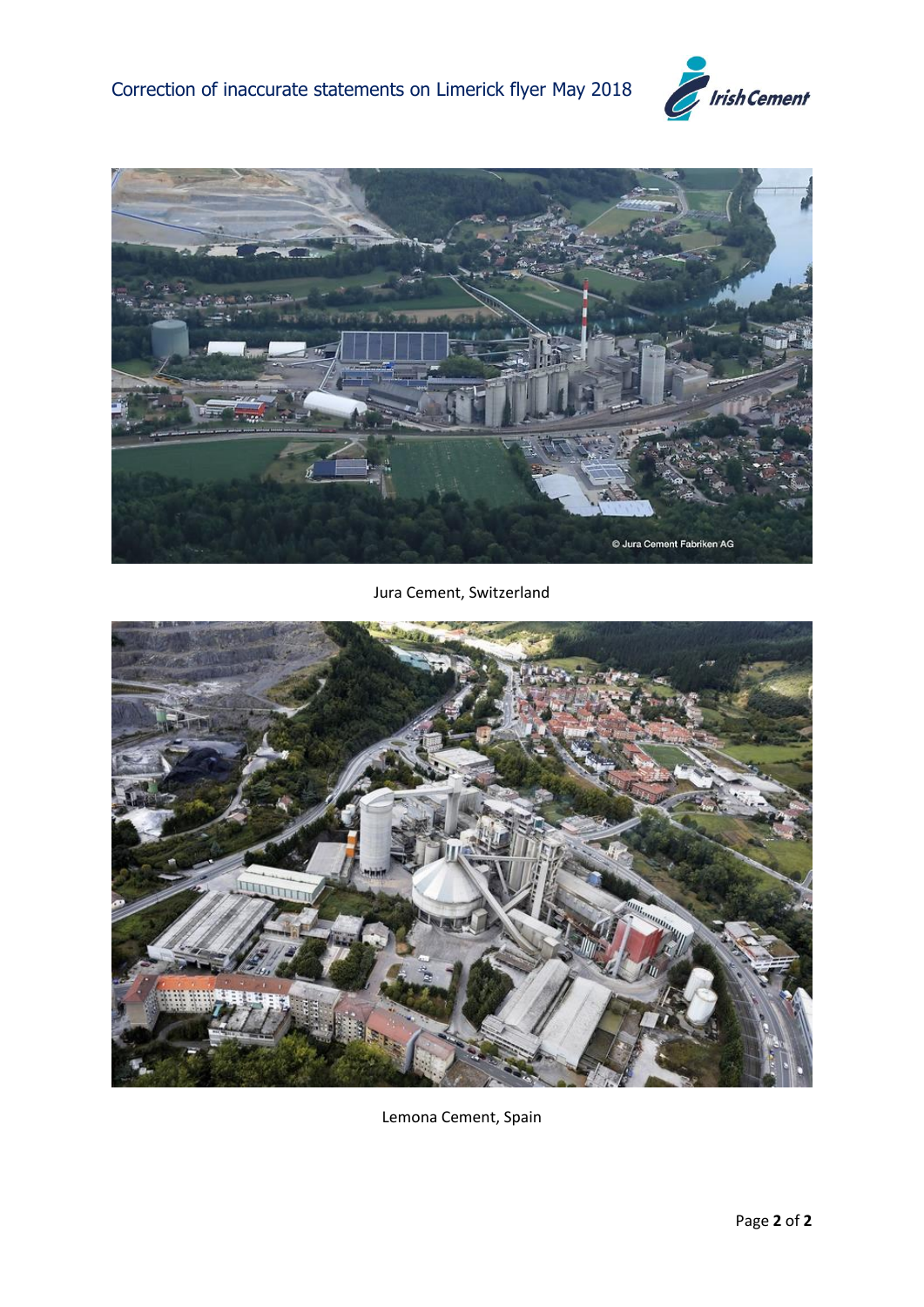Jura Cement, Switzerland

Lemona Cement, Spain